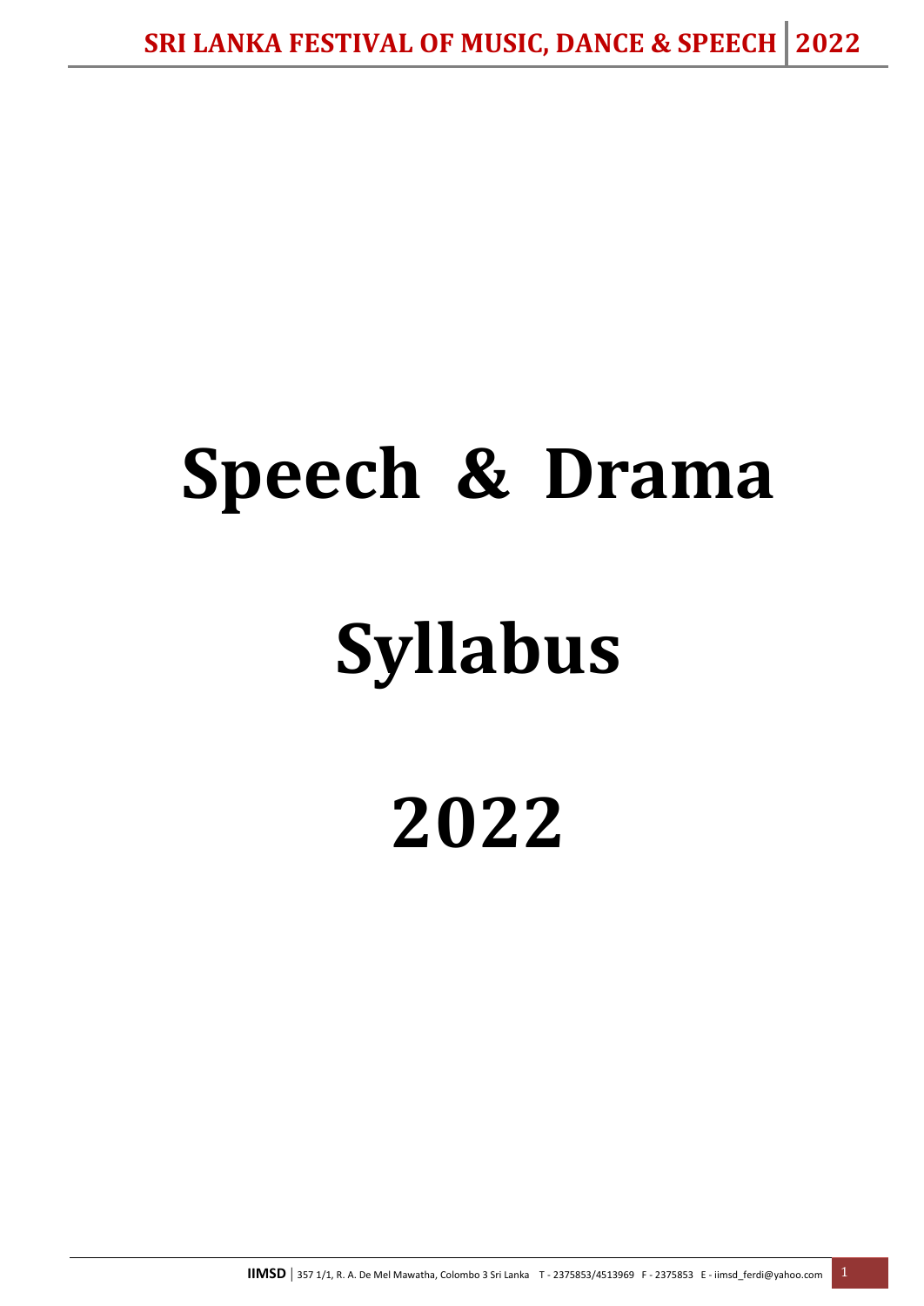# Speech & Drama

# Syllabus

# 2022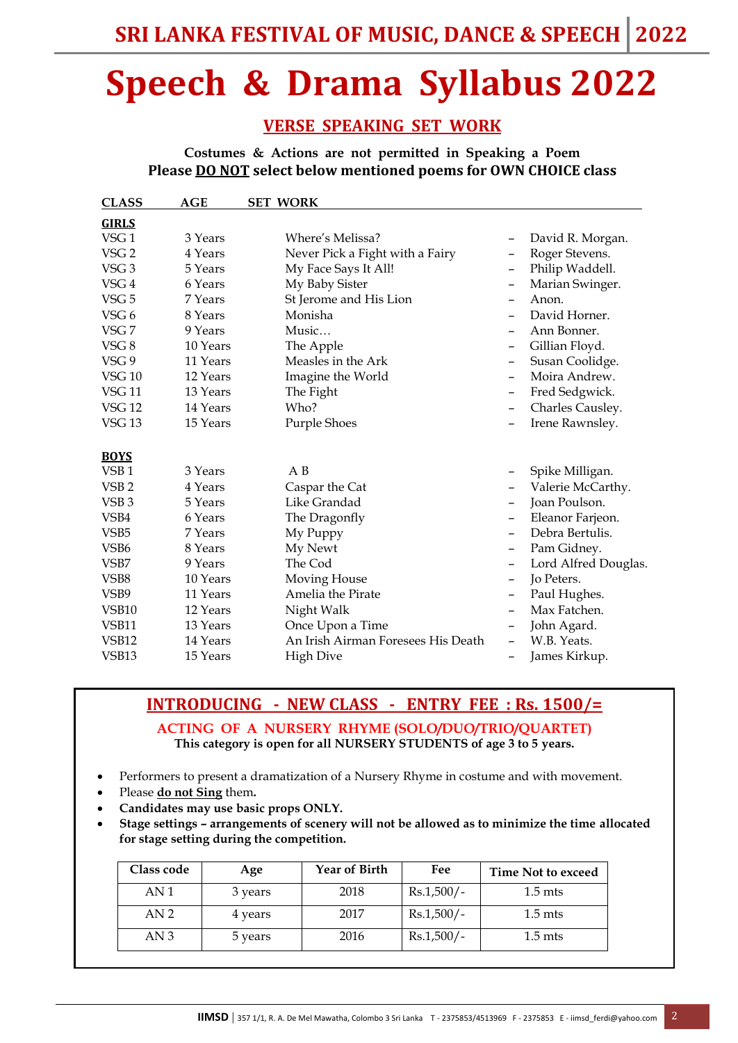# Speech & Drama Syllabus 2022

## VERSE SPEAKING SET WORK

**Costumes & Actions are not permitted in Speaking a Poem**
**Please DO NOT select below mentioned poems for OWN CHOICE class**

| CLASS | AGE | SET WORK | |
|---|---|---|---|
| **GIRLS** | | | |
| VSG 1 | 3 Years | Where's Melissa? | – David R. Morgan. |
| VSG 2 | 4 Years | Never Pick a Fight with a Fairy | – Roger Stevens. |
| VSG 3 | 5 Years | My Face Says It All! | – Philip Waddell. |
| VSG 4 | 6 Years | My Baby Sister | – Marian Swinger. |
| VSG 5 | 7 Years | St Jerome and His Lion | – Anon. |
| VSG 6 | 8 Years | Monisha | – David Horner. |
| VSG 7 | 9 Years | Music… | – Ann Bonner. |
| VSG 8 | 10 Years | The Apple | – Gillian Floyd. |
| VSG 9 | 11 Years | Measles in the Ark | – Susan Coolidge. |
| VSG 10 | 12 Years | Imagine the World | – Moira Andrew. |
| VSG 11 | 13 Years | The Fight | – Fred Sedgwick. |
| VSG 12 | 14 Years | Who? | – Charles Causley. |
| VSG 13 | 15 Years | Purple Shoes | – Irene Rawnsley. |
| **BOYS** | | | |
| VSB 1 | 3 Years | A B | – Spike Milligan. |
| VSB 2 | 4 Years | Caspar the Cat | – Valerie McCarthy. |
| VSB 3 | 5 Years | Like Grandad | – Joan Poulson. |
| VSB4 | 6 Years | The Dragonfly | – Eleanor Farjeon. |
| VSB5 | 7 Years | My Puppy | – Debra Bertulis. |
| VSB6 | 8 Years | My Newt | – Pam Gidney. |
| VSB7 | 9 Years | The Cod | – Lord Alfred Douglas. |
| VSB8 | 10 Years | Moving House | – Jo Peters. |
| VSB9 | 11 Years | Amelia the Pirate | – Paul Hughes. |
| VSB10 | 12 Years | Night Walk | – Max Fatchen. |
| VSB11 | 13 Years | Once Upon a Time | – John Agard. |
| VSB12 | 14 Years | An Irish Airman Foresees His Death | – W.B. Yeats. |
| VSB13 | 15 Years | High Dive | – James Kirkup. |

## INTRODUCING - NEW CLASS - ENTRY FEE : Rs. 1500/=

### ACTING OF A NURSERY RHYME (SOLO/DUO/TRIO/QUARTET)

**This category is open for all NURSERY STUDENTS of age 3 to 5 years.**

- Performers to present a dramatization of a Nursery Rhyme in costume and with movement.
- Please **do not Sing** them**.**
- **Candidates may use basic props ONLY.**
- **Stage settings – arrangements of scenery will not be allowed as to minimize the time allocated for stage setting during the competition.**

| Class code | Age | Year of Birth | Fee | Time Not to exceed |
|---|---|---|---|---|
| AN 1 | 3 years | 2018 | Rs.1,500/- | 1.5 mts |
| AN 2 | 4 years | 2017 | Rs.1,500/- | 1.5 mts |
| AN 3 | 5 years | 2016 | Rs.1,500/- | 1.5 mts |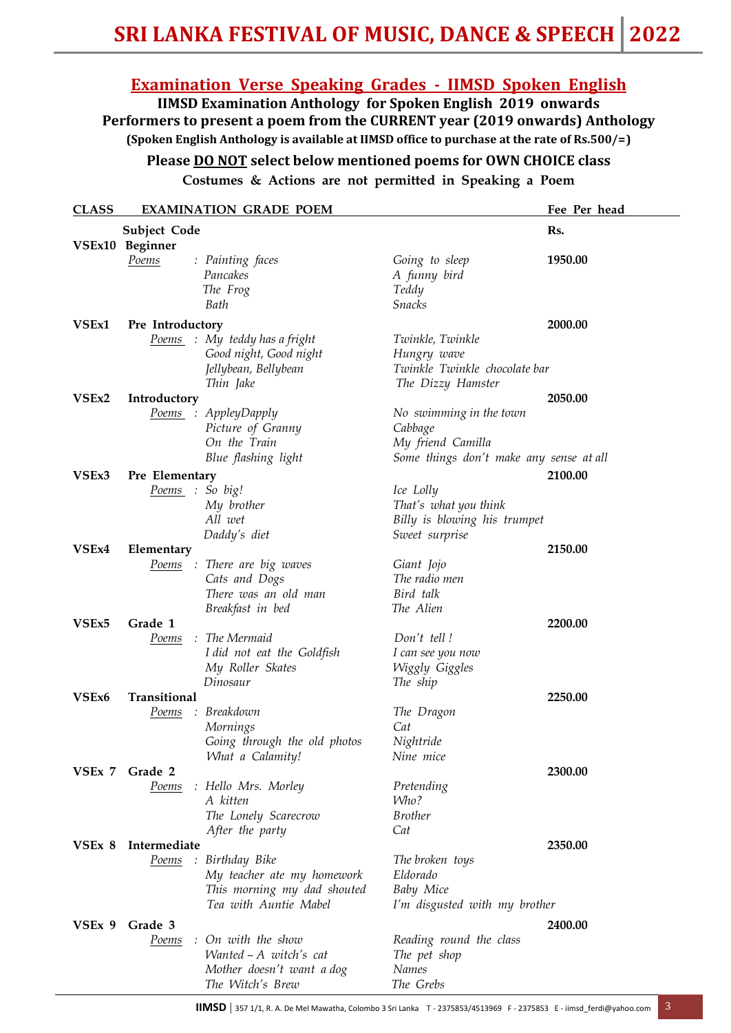## Examination Verse Speaking Grades - IIMSD Spoken English

**IIMSD Examination Anthology for Spoken English 2019 onwards**

**Performers to present a poem from the CURRENT year (2019 onwards) Anthology**

**(Spoken English Anthology is available at IIMSD office to purchase at the rate of Rs.500/=)**

**Please DO NOT select below mentioned poems for OWN CHOICE class**

**Costumes & Actions are not permitted in Speaking a Poem**

| CLASS | EXAMINATION GRADE POEM | | Fee Per head |
|---|---|---|---|
| | **Subject Code** | | **Rs.** |
| **VSEx10** | **Beginner** | | |
| | *Poems* : *Painting faces* | *Going to sleep* | **1950.00** |
| | *Pancakes* | *A funny bird* | |
| | *The Frog* | *Teddy* | |
| | *Bath* | *Snacks* | |
| **VSEx1** | **Pre Introductory** | | **2000.00** |
| | *Poems* : *My teddy has a fright* | *Twinkle, Twinkle* | |
| | *Good night, Good night* | *Hungry wave* | |
| | *Jellybean, Bellybean* | *Twinkle Twinkle chocolate bar* | |
| | *Thin Jake* | *The Dizzy Hamster* | |
| **VSEx2** | **Introductory** | | **2050.00** |
| | *Poems* : *AppleyDapply* | *No swimming in the town* | |
| | *Picture of Granny* | *Cabbage* | |
| | *On the Train* | *My friend Camilla* | |
| | *Blue flashing light* | *Some things don't make any sense at all* | |
| **VSEx3** | **Pre Elementary** | | **2100.00** |
| | *Poems* : *So big!* | *Ice Lolly* | |
| | *My brother* | *That's what you think* | |
| | *All wet* | *Billy is blowing his trumpet* | |
| | *Daddy's diet* | *Sweet surprise* | |
| **VSEx4** | **Elementary** | | **2150.00** |
| | *Poems* : *There are big waves* | *Giant Jojo* | |
| | *Cats and Dogs* | *The radio men* | |
| | *There was an old man* | *Bird talk* | |
| | *Breakfast in bed* | *The Alien* | |
| **VSEx5** | **Grade 1** | | **2200.00** |
| | *Poems* : *The Mermaid* | *Don't tell !* | |
| | *I did not eat the Goldfish* | *I can see you now* | |
| | *My Roller Skates* | *Wiggly Giggles* | |
| | *Dinosaur* | *The ship* | |
| **VSEx6** | **Transitional** | | **2250.00** |
| | *Poems* : *Breakdown* | *The Dragon* | |
| | *Mornings* | *Cat* | |
| | *Going through the old photos* | *Nightride* | |
| | *What a Calamity!* | *Nine mice* | |
| **VSEx 7** | **Grade 2** | | **2300.00** |
| | *Poems* : *Hello Mrs. Morley* | *Pretending* | |
| | *A kitten* | *Who?* | |
| | *The Lonely Scarecrow* | *Brother* | |
| | *After the party* | *Cat* | |
| **VSEx 8** | **Intermediate** | | **2350.00** |
| | *Poems* : *Birthday Bike* | *The broken toys* | |
| | *My teacher ate my homework* | *Eldorado* | |
| | *This morning my dad shouted* | *Baby Mice* | |
| | *Tea with Auntie Mabel* | *I'm disgusted with my brother* | |
| **VSEx 9** | **Grade 3** | | **2400.00** |
| | *Poems* : *On with the show* | *Reading round the class* | |
| | *Wanted – A witch's cat* | *The pet shop* | |
| | *Mother doesn't want a dog* | *Names* | |
| | *The Witch's Brew* | *The Grebs* | |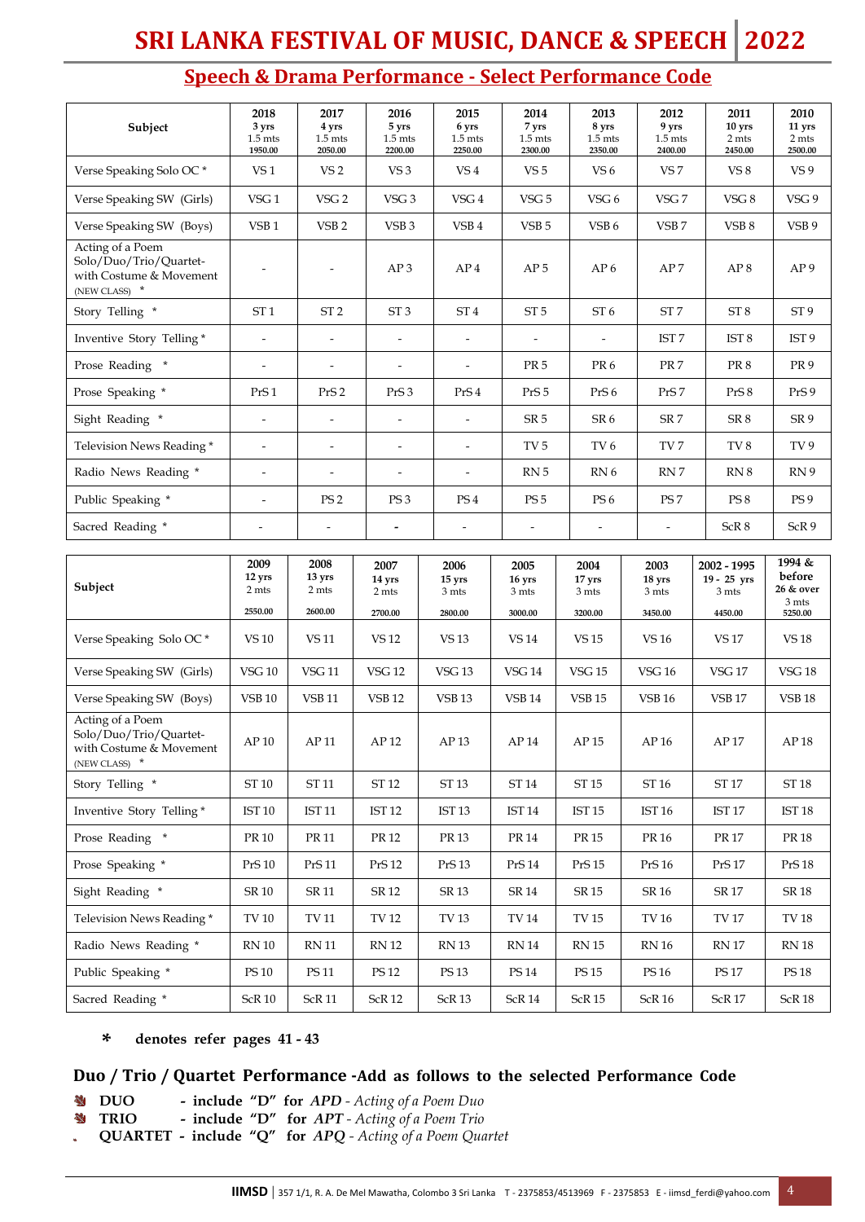## Speech & Drama Performance - Select Performance Code

| Subject | 2018<br>3 yrs<br>1.5 mts<br>1950.00 | 2017<br>4 yrs<br>1.5 mts<br>2050.00 | 2016<br>5 yrs<br>1.5 mts<br>2200.00 | 2015<br>6 yrs<br>1.5 mts<br>2250.00 | 2014<br>7 yrs<br>1.5 mts<br>2300.00 | 2013<br>8 yrs<br>1.5 mts<br>2350.00 | 2012<br>9 yrs<br>1.5 mts<br>2400.00 | 2011<br>10 yrs<br>2 mts<br>2450.00 | 2010<br>11 yrs<br>2 mts<br>2500.00 |
|---|---|---|---|---|---|---|---|---|---|
| Verse Speaking Solo OC * | VS 1 | VS 2 | VS 3 | VS 4 | VS 5 | VS 6 | VS 7 | VS 8 | VS 9 |
| Verse Speaking SW (Girls) | VSG 1 | VSG 2 | VSG 3 | VSG 4 | VSG 5 | VSG 6 | VSG 7 | VSG 8 | VSG 9 |
| Verse Speaking SW (Boys) | VSB 1 | VSB 2 | VSB 3 | VSB 4 | VSB 5 | VSB 6 | VSB 7 | VSB 8 | VSB 9 |
| Acting of a Poem Solo/Duo/Trio/Quartet- with Costume & Movement (NEW CLASS) * | - | - | AP 3 | AP 4 | AP 5 | AP 6 | AP 7 | AP 8 | AP 9 |
| Story Telling * | ST 1 | ST 2 | ST 3 | ST 4 | ST 5 | ST 6 | ST 7 | ST 8 | ST 9 |
| Inventive Story Telling * | - | - | - | - | - | - | IST 7 | IST 8 | IST 9 |
| Prose Reading * | - | - | - | - | PR 5 | PR 6 | PR 7 | PR 8 | PR 9 |
| Prose Speaking * | PrS 1 | PrS 2 | PrS 3 | PrS 4 | PrS 5 | PrS 6 | PrS 7 | PrS 8 | PrS 9 |
| Sight Reading * | - | - | - | - | SR 5 | SR 6 | SR 7 | SR 8 | SR 9 |
| Television News Reading * | - | - | - | - | TV 5 | TV 6 | TV 7 | TV 8 | TV 9 |
| Radio News Reading * | - | - | - | - | RN 5 | RN 6 | RN 7 | RN 8 | RN 9 |
| Public Speaking * | - | PS 2 | PS 3 | PS 4 | PS 5 | PS 6 | PS 7 | PS 8 | PS 9 |
| Sacred Reading * | - | - | - | - | - | - | - | ScR 8 | ScR 9 |

| Subject | 2009<br>12 yrs<br>2 mts<br>2550.00 | 2008<br>13 yrs<br>2 mts<br>2600.00 | 2007<br>14 yrs<br>2 mts<br>2700.00 | 2006<br>15 yrs<br>3 mts<br>2800.00 | 2005<br>16 yrs<br>3 mts<br>3000.00 | 2004<br>17 yrs<br>3 mts<br>3200.00 | 2003<br>18 yrs<br>3 mts<br>3450.00 | 2002 - 1995<br>19 - 25 yrs<br>3 mts<br>4450.00 | 1994 & before<br>26 & over<br>3 mts<br>5250.00 |
|---|---|---|---|---|---|---|---|---|---|
| Verse Speaking Solo OC * | VS 10 | VS 11 | VS 12 | VS 13 | VS 14 | VS 15 | VS 16 | VS 17 | VS 18 |
| Verse Speaking SW (Girls) | VSG 10 | VSG 11 | VSG 12 | VSG 13 | VSG 14 | VSG 15 | VSG 16 | VSG 17 | VSG 18 |
| Verse Speaking SW (Boys) | VSB 10 | VSB 11 | VSB 12 | VSB 13 | VSB 14 | VSB 15 | VSB 16 | VSB 17 | VSB 18 |
| Acting of a Poem Solo/Duo/Trio/Quartet- with Costume & Movement (NEW CLASS) * | AP 10 | AP 11 | AP 12 | AP 13 | AP 14 | AP 15 | AP 16 | AP 17 | AP 18 |
| Story Telling * | ST 10 | ST 11 | ST 12 | ST 13 | ST 14 | ST 15 | ST 16 | ST 17 | ST 18 |
| Inventive Story Telling * | IST 10 | IST 11 | IST 12 | IST 13 | IST 14 | IST 15 | IST 16 | IST 17 | IST 18 |
| Prose Reading * | PR 10 | PR 11 | PR 12 | PR 13 | PR 14 | PR 15 | PR 16 | PR 17 | PR 18 |
| Prose Speaking * | PrS 10 | PrS 11 | PrS 12 | PrS 13 | PrS 14 | PrS 15 | PrS 16 | PrS 17 | PrS 18 |
| Sight Reading * | SR 10 | SR 11 | SR 12 | SR 13 | SR 14 | SR 15 | SR 16 | SR 17 | SR 18 |
| Television News Reading * | TV 10 | TV 11 | TV 12 | TV 13 | TV 14 | TV 15 | TV 16 | TV 17 | TV 18 |
| Radio News Reading * | RN 10 | RN 11 | RN 12 | RN 13 | RN 14 | RN 15 | RN 16 | RN 17 | RN 18 |
| Public Speaking * | PS 10 | PS 11 | PS 12 | PS 13 | PS 14 | PS 15 | PS 16 | PS 17 | PS 18 |
| Sacred Reading * | ScR 10 | ScR 11 | ScR 12 | ScR 13 | ScR 14 | ScR 15 | ScR 16 | ScR 17 | ScR 18 |

**\* denotes refer pages 41 - 43**

### Duo / Trio / Quartet Performance -Add as follows to the selected Performance Code

- **DUO** - include **"D"** for ***APD*** *- Acting of a Poem Duo*
- **TRIO** - include **"D"** for ***APT*** *- Acting of a Poem Trio*
- **QUARTET** - include **"Q"** for ***APQ*** *- Acting of a Poem Quartet*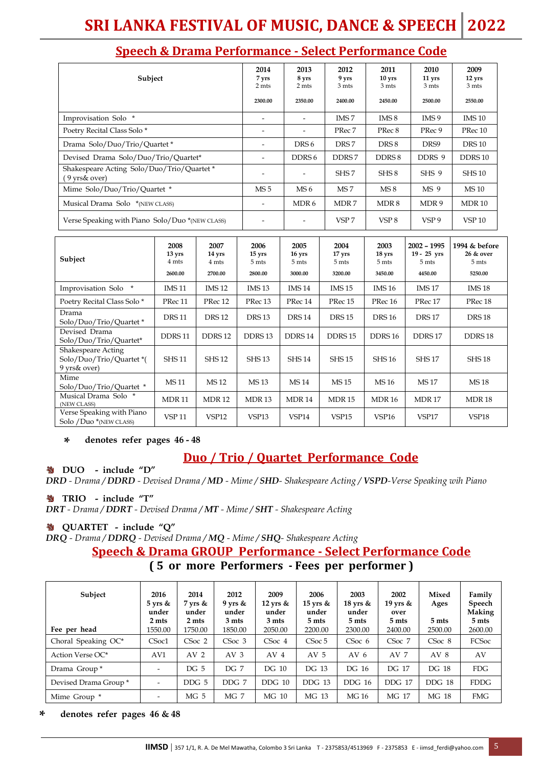## Speech & Drama Performance - Select Performance Code

| Subject | 2014 7 yrs 2 mts 2300.00 | 2013 8 yrs 2 mts 2350.00 | 2012 9 yrs 3 mts 2400.00 | 2011 10 yrs 3 mts 2450.00 | 2010 11 yrs 3 mts 2500.00 | 2009 12 yrs 3 mts 2550.00 |
|---|---|---|---|---|---|---|
| Improvisation Solo * | - | - | IMS 7 | IMS 8 | IMS 9 | IMS 10 |
| Poetry Recital Class Solo * | - | - | PRec 7 | PRec 8 | PRec 9 | PRec 10 |
| Drama Solo/Duo/Trio/Quartet * | - | DRS 6 | DRS 7 | DRS 8 | DRS9 | DRS 10 |
| Devised Drama Solo/Duo/Trio/Quartet* | - | DDRS 6 | DDRS 7 | DDRS 8 | DDRS 9 | DDRS 10 |
| Shakespeare Acting Solo/Duo/Trio/Quartet * ( 9 yrs& over) | - | - | SHS 7 | SHS 8 | SHS 9 | SHS 10 |
| Mime Solo/Duo/Trio/Quartet * | MS 5 | MS 6 | MS 7 | MS 8 | MS 9 | MS 10 |
| Musical Drama Solo *(NEW CLASS) | - | MDR 6 | MDR 7 | MDR 8 | MDR 9 | MDR 10 |
| Verse Speaking with Piano Solo/Duo *(NEW CLASS) | - | - | VSP 7 | VSP 8 | VSP 9 | VSP 10 |

| Subject | 2008 13 yrs 4 mts 2600.00 | 2007 14 yrs 4 mts 2700.00 | 2006 15 yrs 5 mts 2800.00 | 2005 16 yrs 5 mts 3000.00 | 2004 17 yrs 5 mts 3200.00 | 2003 18 yrs 5 mts 3450.00 | 2002 – 1995 19 - 25 yrs 5 mts 4450.00 | 1994 & before 26 & over 5 mts 5250.00 |
|---|---|---|---|---|---|---|---|---|
| Improvisation Solo * | IMS 11 | IMS 12 | IMS 13 | IMS 14 | IMS 15 | IMS 16 | IMS 17 | IMS 18 |
| Poetry Recital Class Solo * | PRec 11 | PRec 12 | PRec 13 | PRec 14 | PRec 15 | PRec 16 | PRec 17 | PRec 18 |
| Drama Solo/Duo/Trio/Quartet * | DRS 11 | DRS 12 | DRS 13 | DRS 14 | DRS 15 | DRS 16 | DRS 17 | DRS 18 |
| Devised Drama Solo/Duo/Trio/Quartet* | DDRS 11 | DDRS 12 | DDRS 13 | DDRS 14 | DDRS 15 | DDRS 16 | DDRS 17 | DDRS 18 |
| Shakespeare Acting Solo/Duo/Trio/Quartet *( 9 yrs& over) | SHS 11 | SHS 12 | SHS 13 | SHS 14 | SHS 15 | SHS 16 | SHS 17 | SHS 18 |
| Mime Solo/Duo/Trio/Quartet * | MS 11 | MS 12 | MS 13 | MS 14 | MS 15 | MS 16 | MS 17 | MS 18 |
| Musical Drama Solo * (NEW CLASS) | MDR 11 | MDR 12 | MDR 13 | MDR 14 | MDR 15 | MDR 16 | MDR 17 | MDR 18 |
| Verse Speaking with Piano Solo /Duo *(NEW CLASS) | VSP 11 | VSP12 | VSP13 | VSP14 | VSP15 | VSP16 | VSP17 | VSP18 |

**\* denotes refer pages 46 - 48**

## Duo / Trio / Quartet Performance Code

**DUO - include "D"**
*DRD - Drama / DDRD - Devised Drama / MD - Mime / SHD- Shakespeare Acting / VSPD-Verse Speaking wih Piano*

**TRIO - include "T"**
*DRT - Drama / DDRT - Devised Drama / MT - Mime / SHT - Shakespeare Acting*

**QUARTET - include "Q"**
*DRQ - Drama / DDRQ - Devised Drama / MQ - Mime / SHQ- Shakespeare Acting*

## Speech & Drama GROUP Performance - Select Performance Code

### ( 5 or more Performers - Fees per performer )

| Subject / Fee per head | 2016 5 yrs & under 2 mts 1550.00 | 2014 7 yrs & under 2 mts 1750.00 | 2012 9 yrs & under 3 mts 1850.00 | 2009 12 yrs & under 3 mts 2050.00 | 2006 15 yrs & under 5 mts 2200.00 | 2003 18 yrs & under 5 mts 2300.00 | 2002 19 yrs & over 5 mts 2400.00 | Mixed Ages 5 mts 2500.00 | Family Speech Making 5 mts 2600.00 |
|---|---|---|---|---|---|---|---|---|---|
| Choral Speaking OC* | CSoc1 | CSoc 2 | CSoc 3 | CSoc 4 | CSoc 5 | CSoc 6 | CSoc 7 | CSoc 8 | FCSoc |
| Action Verse OC* | AV1 | AV 2 | AV 3 | AV 4 | AV 5 | AV 6 | AV 7 | AV 8 | AV |
| Drama Group * | - | DG 5 | DG 7 | DG 10 | DG 13 | DG 16 | DG 17 | DG 18 | FDG |
| Devised Drama Group * | - | DDG 5 | DDG 7 | DDG 10 | DDG 13 | DDG 16 | DDG 17 | DDG 18 | FDDG |
| Mime Group * | - | MG 5 | MG 7 | MG 10 | MG 13 | MG 16 | MG 17 | MG 18 | FMG |

**\* denotes refer pages 46 & 48**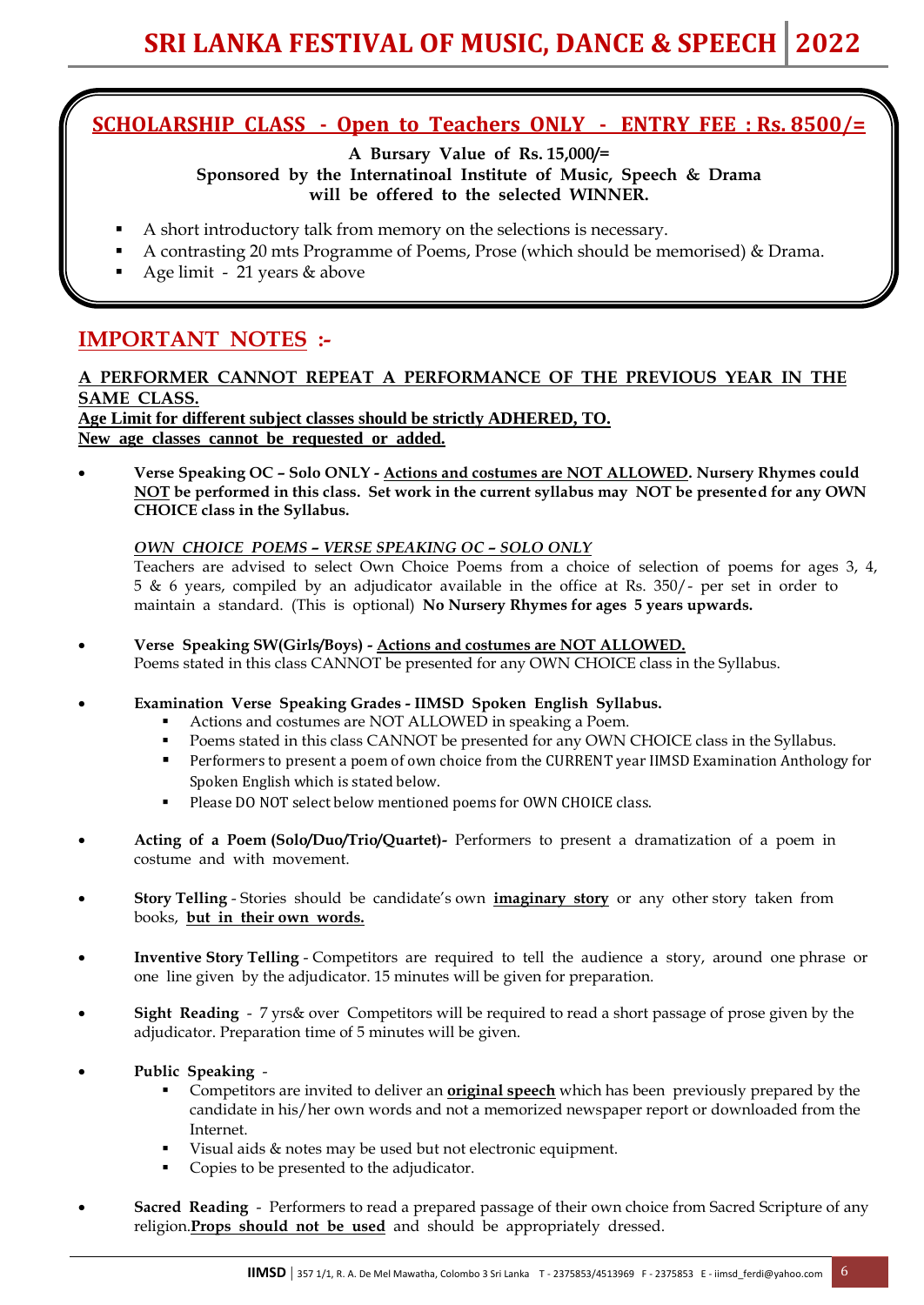## SCHOLARSHIP CLASS - Open to Teachers ONLY - ENTRY FEE : Rs. 8500/=

**A Bursary Value of Rs. 15,000/=**
**Sponsored by the Internatinoal Institute of Music, Speech & Drama**
**will be offered to the selected WINNER.**

- A short introductory talk from memory on the selections is necessary.
- A contrasting 20 mts Programme of Poems, Prose (which should be memorised) & Drama.
- Age limit - 21 years & above

## IMPORTANT NOTES :-

**A PERFORMER CANNOT REPEAT A PERFORMANCE OF THE PREVIOUS YEAR IN THE SAME CLASS.**
**Age Limit for different subject classes should be strictly ADHERED, TO.**
**New age classes cannot be requested or added.**

- **Verse Speaking OC – Solo ONLY - Actions and costumes are NOT ALLOWED. Nursery Rhymes could NOT be performed in this class. Set work in the current syllabus may NOT be presented for any OWN CHOICE class in the Syllabus.**

  *OWN CHOICE POEMS – VERSE SPEAKING OC – SOLO ONLY*
  Teachers are advised to select Own Choice Poems from a choice of selection of poems for ages 3, 4, 5 & 6 years, compiled by an adjudicator available in the office at Rs. 350/- per set in order to maintain a standard. (This is optional) **No Nursery Rhymes for ages 5 years upwards.**

- **Verse Speaking SW(Girls/Boys) - Actions and costumes are NOT ALLOWED.**
  Poems stated in this class CANNOT be presented for any OWN CHOICE class in the Syllabus.

- **Examination Verse Speaking Grades - IIMSD Spoken English Syllabus.**
  - Actions and costumes are NOT ALLOWED in speaking a Poem.
  - Poems stated in this class CANNOT be presented for any OWN CHOICE class in the Syllabus.
  - Performers to present a poem of own choice from the CURRENT year IIMSD Examination Anthology for Spoken English which is stated below.
  - Please DO NOT select below mentioned poems for OWN CHOICE class.

- **Acting of a Poem (Solo/Duo/Trio/Quartet)-** Performers to present a dramatization of a poem in costume and with movement.

- **Story Telling** - Stories should be candidate's own **imaginary story** or any other story taken from books, **but in their own words.**

- **Inventive Story Telling** - Competitors are required to tell the audience a story, around one phrase or one line given by the adjudicator. 15 minutes will be given for preparation.

- **Sight Reading** - 7 yrs& over Competitors will be required to read a short passage of prose given by the adjudicator. Preparation time of 5 minutes will be given.

- **Public Speaking** -
  - Competitors are invited to deliver an **original speech** which has been previously prepared by the candidate in his/her own words and not a memorized newspaper report or downloaded from the Internet.
  - Visual aids & notes may be used but not electronic equipment.
  - Copies to be presented to the adjudicator.

- **Sacred Reading** - Performers to read a prepared passage of their own choice from Sacred Scripture of any religion.**Props should not be used** and should be appropriately dressed.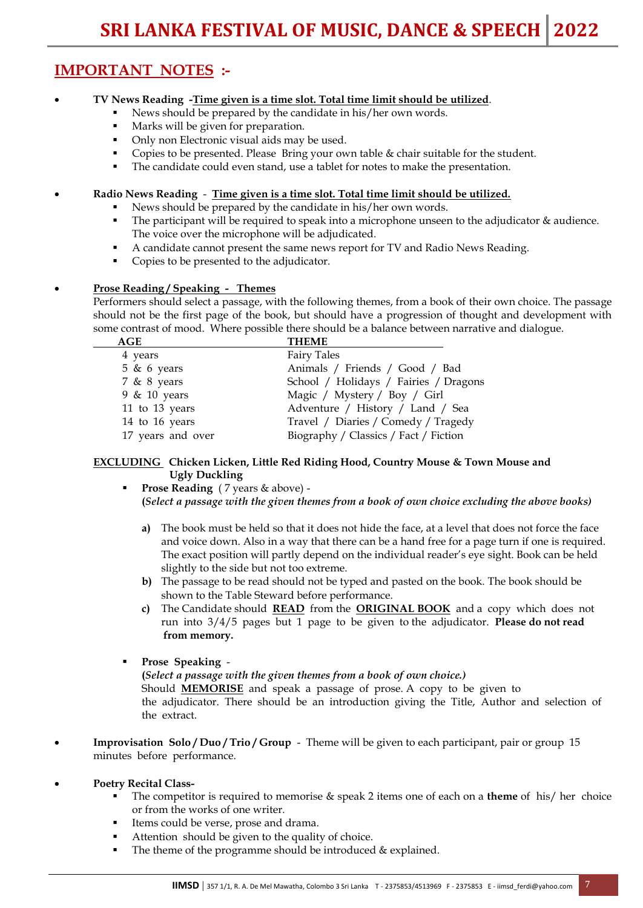## IMPORTANT NOTES :-

- **TV News Reading** -**Time given is a time slot. Total time limit should be utilized**.
  - News should be prepared by the candidate in his/her own words.
  - Marks will be given for preparation.
  - Only non Electronic visual aids may be used.
  - Copies to be presented. Please Bring your own table & chair suitable for the student.
  - The candidate could even stand, use a tablet for notes to make the presentation.

- **Radio News Reading** - **Time given is a time slot. Total time limit should be utilized.**
  - News should be prepared by the candidate in his/her own words.
  - The participant will be required to speak into a microphone unseen to the adjudicator & audience. The voice over the microphone will be adjudicated.
  - A candidate cannot present the same news report for TV and Radio News Reading.
  - Copies to be presented to the adjudicator.

- **Prose Reading / Speaking - Themes**

  Performers should select a passage, with the following themes, from a book of their own choice. The passage should not be the first page of the book, but should have a progression of thought and development with some contrast of mood. Where possible there should be a balance between narrative and dialogue.

| AGE | THEME |
|---|---|
| 4 years | Fairy Tales |
| 5 & 6 years | Animals / Friends / Good / Bad |
| 7 & 8 years | School / Holidays / Fairies / Dragons |
| 9 & 10 years | Magic / Mystery / Boy / Girl |
| 11 to 13 years | Adventure / History / Land / Sea |
| 14 to 16 years | Travel / Diaries / Comedy / Tragedy |
| 17 years and over | Biography / Classics / Fact / Fiction |

  **EXCLUDING Chicken Licken, Little Red Riding Hood, Country Mouse & Town Mouse and Ugly Duckling**

  - **Prose Reading** ( 7 years & above) -
    **(***Select a passage with the given themes from a book of own choice excluding the above books)*

    **a)** The book must be held so that it does not hide the face, at a level that does not force the face and voice down. Also in a way that there can be a hand free for a page turn if one is required. The exact position will partly depend on the individual reader's eye sight. Book can be held slightly to the side but not too extreme.

    **b)** The passage to be read should not be typed and pasted on the book. The book should be shown to the Table Steward before performance.

    **c)** The Candidate should **READ** from the **ORIGINAL BOOK** and a copy which does not run into 3/4/5 pages but 1 page to be given to the adjudicator. **Please do not read from memory.**

  - **Prose Speaking** -
    **(***Select a passage with the given themes from a book of own choice.)*
    Should **MEMORISE** and speak a passage of prose. A copy to be given to the adjudicator. There should be an introduction giving the Title, Author and selection of the extract.

- **Improvisation Solo / Duo / Trio / Group** - Theme will be given to each participant, pair or group 15 minutes before performance.

- **Poetry Recital Class-**
  - The competitor is required to memorise & speak 2 items one of each on a **theme** of his/ her choice or from the works of one writer.
  - Items could be verse, prose and drama.
  - Attention should be given to the quality of choice.
  - The theme of the programme should be introduced & explained.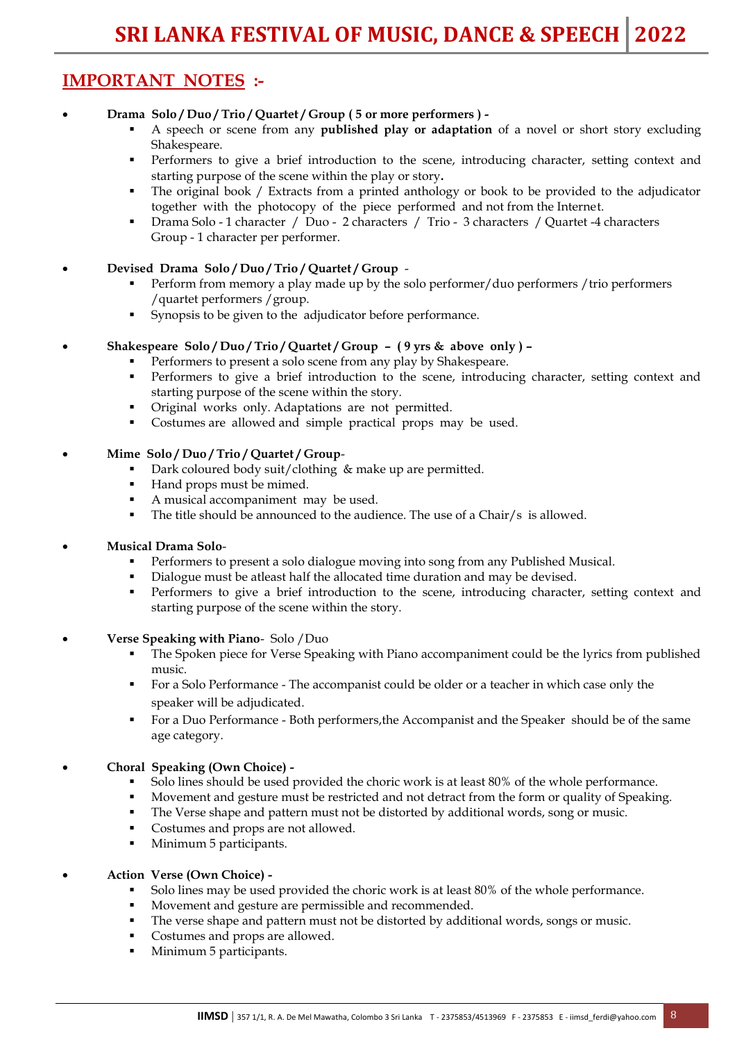## IMPORTANT NOTES :-

- **Drama Solo / Duo / Trio / Quartet / Group ( 5 or more performers ) -**
  - A speech or scene from any **published play or adaptation** of a novel or short story excluding Shakespeare.
  - Performers to give a brief introduction to the scene, introducing character, setting context and starting purpose of the scene within the play or story**.**
  - The original book / Extracts from a printed anthology or book to be provided to the adjudicator together with the photocopy of the piece performed and not from the Internet.
  - Drama Solo - 1 character / Duo - 2 characters / Trio - 3 characters / Quartet -4 characters Group - 1 character per performer.

- **Devised Drama Solo / Duo / Trio / Quartet / Group** -
  - Perform from memory a play made up by the solo performer/duo performers /trio performers /quartet performers /group.
  - Synopsis to be given to the adjudicator before performance.

- **Shakespeare Solo / Duo / Trio / Quartet / Group – ( 9 yrs & above only ) –**
  - Performers to present a solo scene from any play by Shakespeare.
  - Performers to give a brief introduction to the scene, introducing character, setting context and starting purpose of the scene within the story.
  - Original works only. Adaptations are not permitted.
  - Costumes are allowed and simple practical props may be used.

- **Mime Solo / Duo / Trio / Quartet / Group**-
  - Dark coloured body suit/clothing & make up are permitted.
  - Hand props must be mimed.
  - A musical accompaniment may be used.
  - The title should be announced to the audience. The use of a Chair/s is allowed.

- **Musical Drama Solo**-
  - Performers to present a solo dialogue moving into song from any Published Musical.
  - Dialogue must be atleast half the allocated time duration and may be devised.
  - Performers to give a brief introduction to the scene, introducing character, setting context and starting purpose of the scene within the story.

- **Verse Speaking with Piano**- Solo /Duo
  - The Spoken piece for Verse Speaking with Piano accompaniment could be the lyrics from published music.
  - For a Solo Performance - The accompanist could be older or a teacher in which case only the speaker will be adjudicated.
  - For a Duo Performance - Both performers,the Accompanist and the Speaker should be of the same age category.

- **Choral Speaking (Own Choice) -**
  - Solo lines should be used provided the choric work is at least 80% of the whole performance.
  - Movement and gesture must be restricted and not detract from the form or quality of Speaking.
  - The Verse shape and pattern must not be distorted by additional words, song or music.
  - Costumes and props are not allowed.
  - Minimum 5 participants.

- **Action Verse (Own Choice) -**
  - Solo lines may be used provided the choric work is at least 80% of the whole performance.
  - Movement and gesture are permissible and recommended.
  - The verse shape and pattern must not be distorted by additional words, songs or music.
  - Costumes and props are allowed.
  - Minimum 5 participants.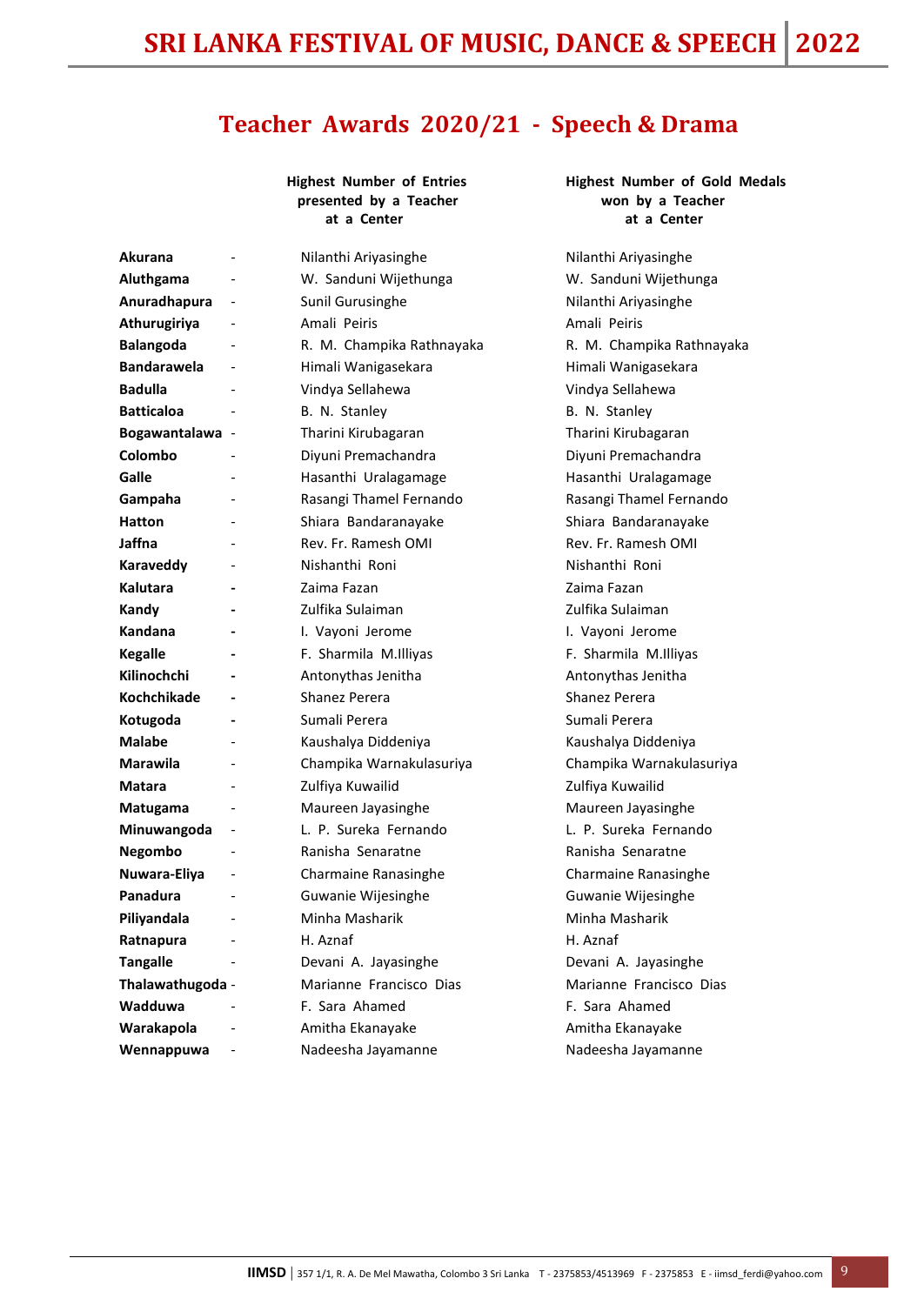## Teacher Awards 2020/21 - Speech & Drama

| | Highest Number of Entries presented by a Teacher at a Center | Highest Number of Gold Medals won by a Teacher at a Center |
|---|---|---|
| **Akurana** | Nilanthi Ariyasinghe | Nilanthi Ariyasinghe |
| **Aluthgama** | W. Sanduni Wijethunga | W. Sanduni Wijethunga |
| **Anuradhapura** | Sunil Gurusinghe | Nilanthi Ariyasinghe |
| **Athurugiriya** | Amali Peiris | Amali Peiris |
| **Balangoda** | R. M. Champika Rathnayaka | R. M. Champika Rathnayaka |
| **Bandarawela** | Himali Wanigasekara | Himali Wanigasekara |
| **Badulla** | Vindya Sellahewa | Vindya Sellahewa |
| **Batticaloa** | B. N. Stanley | B. N. Stanley |
| **Bogawantalawa** | Tharini Kirubagaran | Tharini Kirubagaran |
| **Colombo** | Diyuni Premachandra | Diyuni Premachandra |
| **Galle** | Hasanthi Uralagamage | Hasanthi Uralagamage |
| **Gampaha** | Rasangi Thamel Fernando | Rasangi Thamel Fernando |
| **Hatton** | Shiara Bandaranayake | Shiara Bandaranayake |
| **Jaffna** | Rev. Fr. Ramesh OMI | Rev. Fr. Ramesh OMI |
| **Karaveddy** | Nishanthi Roni | Nishanthi Roni |
| **Kalutara** | Zaima Fazan | Zaima Fazan |
| **Kandy** | Zulfika Sulaiman | Zulfika Sulaiman |
| **Kandana** | I. Vayoni Jerome | I. Vayoni Jerome |
| **Kegalle** | F. Sharmila M.Illiyas | F. Sharmila M.Illiyas |
| **Kilinochchi** | Antonythas Jenitha | Antonythas Jenitha |
| **Kochchikade** | Shanez Perera | Shanez Perera |
| **Kotugoda** | Sumali Perera | Sumali Perera |
| **Malabe** | Kaushalya Diddeniya | Kaushalya Diddeniya |
| **Marawila** | Champika Warnakulasuriya | Champika Warnakulasuriya |
| **Matara** | Zulfiya Kuwailid | Zulfiya Kuwailid |
| **Matugama** | Maureen Jayasinghe | Maureen Jayasinghe |
| **Minuwangoda** | L. P. Sureka Fernando | L. P. Sureka Fernando |
| **Negombo** | Ranisha Senaratne | Ranisha Senaratne |
| **Nuwara-Eliya** | Charmaine Ranasinghe | Charmaine Ranasinghe |
| **Panadura** | Guwanie Wijesinghe | Guwanie Wijesinghe |
| **Piliyandala** | Minha Masharik | Minha Masharik |
| **Ratnapura** | H. Aznaf | H. Aznaf |
| **Tangalle** | Devani A. Jayasinghe | Devani A. Jayasinghe |
| **Thalawathugoda** | Marianne Francisco Dias | Marianne Francisco Dias |
| **Wadduwa** | F. Sara Ahamed | F. Sara Ahamed |
| **Warakapola** | Amitha Ekanayake | Amitha Ekanayake |
| **Wennappuwa** | Nadeesha Jayamanne | Nadeesha Jayamanne |